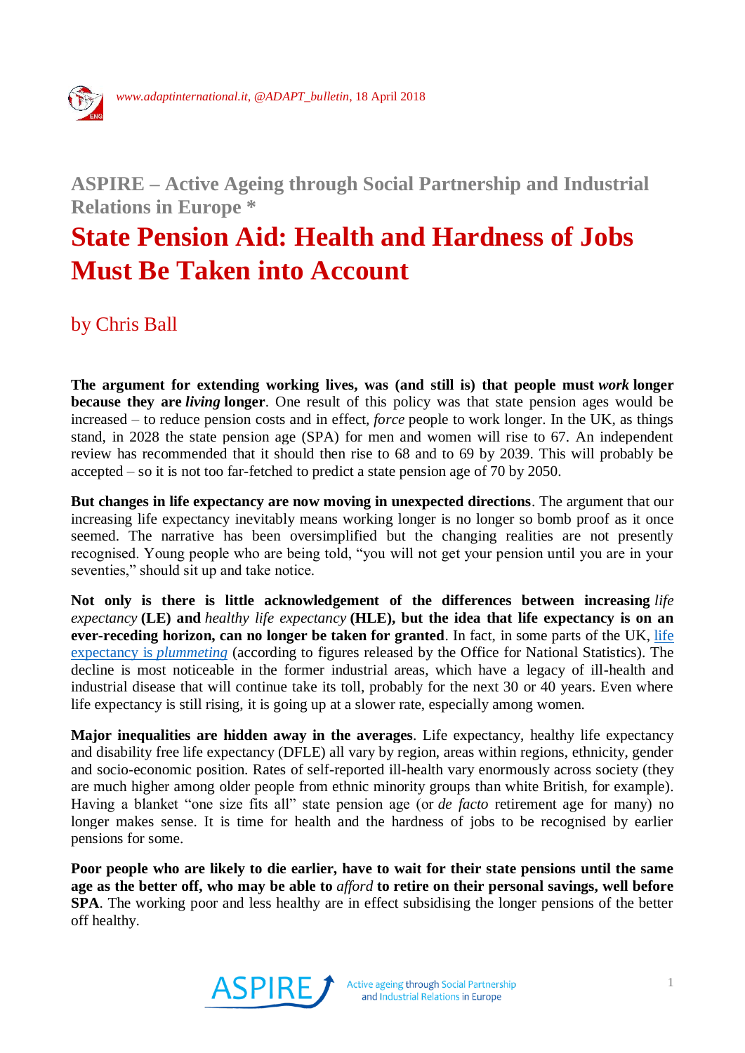*www.adaptinternational.it, @ADAPT_bulletin*, 18 April 2018

## ASPIRE – Active Ageing through Social Partnership and Industrial Relations in Europe *

# State Pension Aid: Health and Hardness of Jobs Must Be Taken into Account

by Chris Ball

**The argument for extending working lives, was (and still is) that people must *work* longer because they are *living* longer**. One result of this policy was that state pension ages would be increased – to reduce pension costs and in effect, *force* people to work longer. In the UK, as things stand, in 2028 the state pension age (SPA) for men and women will rise to 67. An independent review has recommended that it should then rise to 68 and to 69 by 2039. This will probably be accepted – so it is not too far-fetched to predict a state pension age of 70 by 2050.

**But changes in life expectancy are now moving in unexpected directions**. The argument that our increasing life expectancy inevitably means working longer is no longer so bomb proof as it once seemed. The narrative has been oversimplified but the changing realities are not presently recognised. Young people who are being told, "you will not get your pension until you are in your seventies," should sit up and take notice.

**Not only is there is little acknowledgement of the differences between increasing *life expectancy* (LE) and *healthy life expectancy* (HLE), but the idea that life expectancy is on an ever-receding horizon, can no longer be taken for granted**. In fact, in some parts of the UK, [life expectancy is *plummeting*] (according to figures released by the Office for National Statistics). The decline is most noticeable in the former industrial areas, which have a legacy of ill-health and industrial disease that will continue take its toll, probably for the next 30 or 40 years. Even where life expectancy is still rising, it is going up at a slower rate, especially among women.

**Major inequalities are hidden away in the averages**. Life expectancy, healthy life expectancy and disability free life expectancy (DFLE) all vary by region, areas within regions, ethnicity, gender and socio-economic position. Rates of self-reported ill-health vary enormously across society (they are much higher among older people from ethnic minority groups than white British, for example). Having a blanket "one size fits all" state pension age (or *de facto* retirement age for many) no longer makes sense. It is time for health and the hardness of jobs to be recognised by earlier pensions for some.

**Poor people who are likely to die earlier, have to wait for their state pensions until the same age as the better off, who may be able to *afford* to retire on their personal savings, well before SPA**. The working poor and less healthy are in effect subsidising the longer pensions of the better off healthy.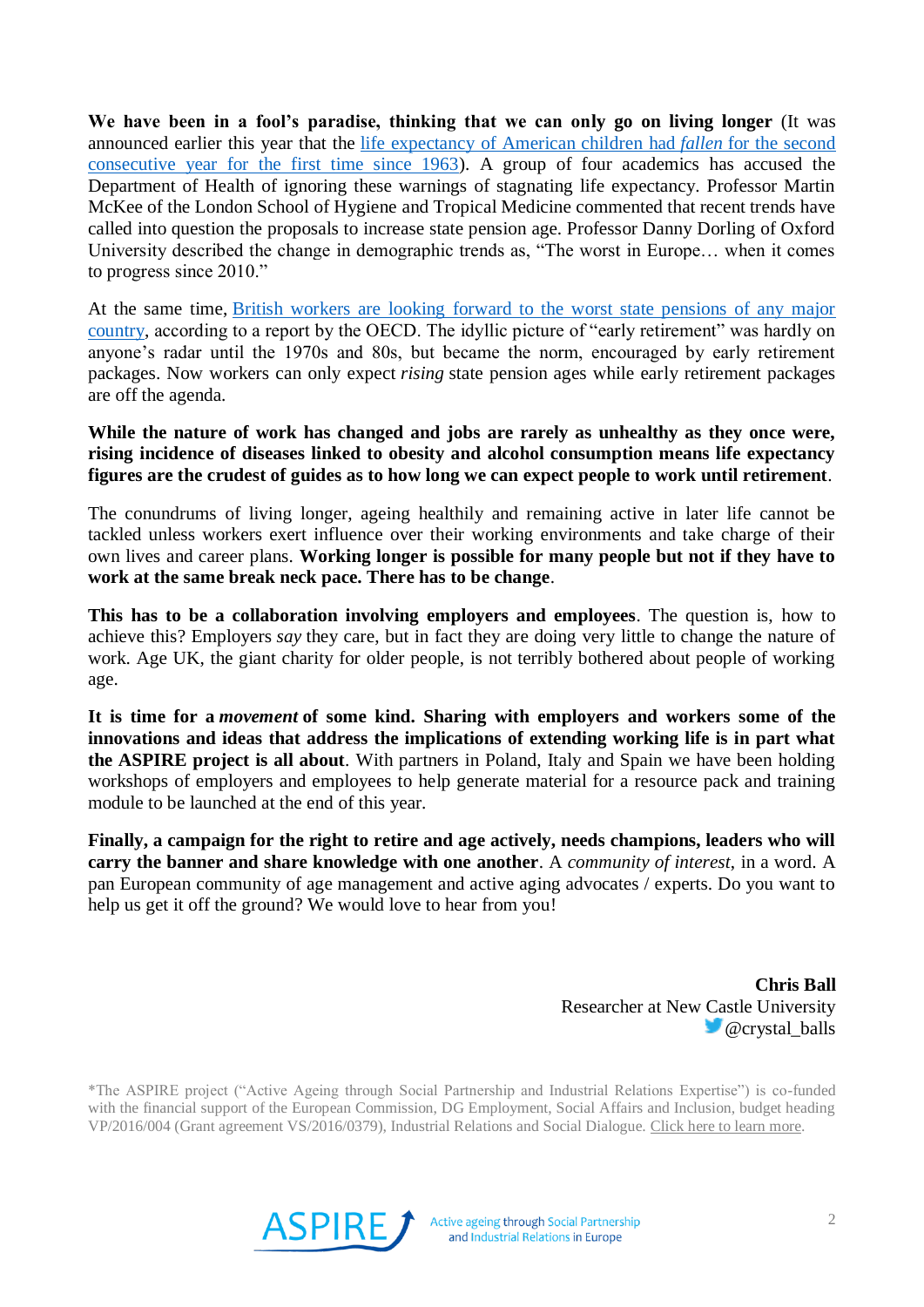**We have been in a fool's paradise, thinking that we can only go on living longer** (It was announced earlier this year that the [life expectancy of American children had *fallen* for the second consecutive year for the first time since 1963]). A group of four academics has accused the Department of Health of ignoring these warnings of stagnating life expectancy. Professor Martin McKee of the London School of Hygiene and Tropical Medicine commented that recent trends have called into question the proposals to increase state pension age. Professor Danny Dorling of Oxford University described the change in demographic trends as, "The worst in Europe… when it comes to progress since 2010."

At the same time, [British workers are looking forward to the worst state pensions of any major country], according to a report by the OECD. The idyllic picture of "early retirement" was hardly on anyone's radar until the 1970s and 80s, but became the norm, encouraged by early retirement packages. Now workers can only expect *rising* state pension ages while early retirement packages are off the agenda.

**While the nature of work has changed and jobs are rarely as unhealthy as they once were, rising incidence of diseases linked to obesity and alcohol consumption means life expectancy figures are the crudest of guides as to how long we can expect people to work until retirement**.

The conundrums of living longer, ageing healthily and remaining active in later life cannot be tackled unless workers exert influence over their working environments and take charge of their own lives and career plans. **Working longer is possible for many people but not if they have to work at the same break neck pace. There has to be change**.

**This has to be a collaboration involving employers and employees**. The question is, how to achieve this? Employers *say* they care, but in fact they are doing very little to change the nature of work. Age UK, the giant charity for older people, is not terribly bothered about people of working age.

**It is time for a *movement* of some kind. Sharing with employers and workers some of the innovations and ideas that address the implications of extending working life is in part what the ASPIRE project is all about**. With partners in Poland, Italy and Spain we have been holding workshops of employers and employees to help generate material for a resource pack and training module to be launched at the end of this year.

**Finally, a campaign for the right to retire and age actively, needs champions, leaders who will carry the banner and share knowledge with one another**. A *community of interest*, in a word. A pan European community of age management and active aging advocates / experts. Do you want to help us get it off the ground? We would love to hear from you!

**Chris Ball**
Researcher at New Castle University
@crystal_balls

*The ASPIRE project ("Active Ageing through Social Partnership and Industrial Relations Expertise") is co-funded with the financial support of the European Commission, DG Employment, Social Affairs and Inclusion, budget heading VP/2016/004 (Grant agreement VS/2016/0379), Industrial Relations and Social Dialogue. [Click here to learn more].

ASPIRE Active ageing through Social Partnership and Industrial Relations in Europe